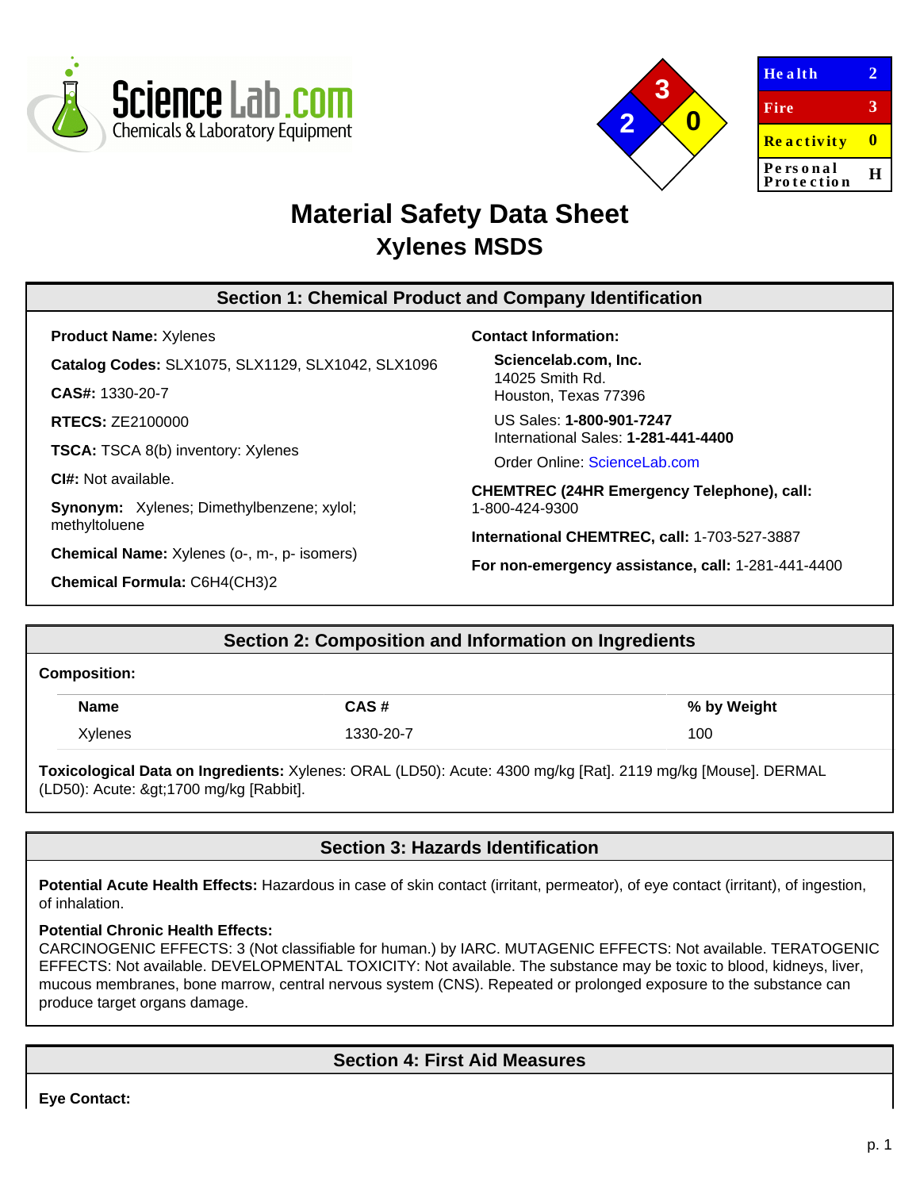ScienceLab.com
Chemicals & Laboratory Equipment

| Health | 2 |
| --- | --- |
| Fire | 3 |
| Reactivity | 0 |
| Personal Protection | H |

# Material Safety Data Sheet
## Xylenes MSDS

## Section 1: Chemical Product and Company Identification

**Product Name:** Xylenes

**Catalog Codes:** SLX1075, SLX1129, SLX1042, SLX1096

**CAS#:** 1330-20-7

**RTECS:** ZE2100000

**TSCA:** TSCA 8(b) inventory: Xylenes

**CI#:** Not available.

**Synonym:** Xylenes; Dimethylbenzene; xylol; methyltoluene

**Chemical Name:** Xylenes (o-, m-, p- isomers)

**Chemical Formula:** C6H4(CH3)2

**Contact Information:**

**Sciencelab.com, Inc.**
14025 Smith Rd.
Houston, Texas 77396

US Sales: **1-800-901-7247**
International Sales: **1-281-441-4400**

Order Online: ScienceLab.com

**CHEMTREC (24HR Emergency Telephone), call:**
1-800-424-9300

**International CHEMTREC, call:** 1-703-527-3887

**For non-emergency assistance, call:** 1-281-441-4400

## Section 2: Composition and Information on Ingredients

**Composition:**

| Name | CAS # | % by Weight |
| --- | --- | --- |
| Xylenes | 1330-20-7 | 100 |

**Toxicological Data on Ingredients:** Xylenes: ORAL (LD50): Acute: 4300 mg/kg [Rat]. 2119 mg/kg [Mouse]. DERMAL (LD50): Acute: &gt;1700 mg/kg [Rabbit].

## Section 3: Hazards Identification

**Potential Acute Health Effects:** Hazardous in case of skin contact (irritant, permeator), of eye contact (irritant), of ingestion, of inhalation.

**Potential Chronic Health Effects:**
CARCINOGENIC EFFECTS: 3 (Not classifiable for human.) by IARC. MUTAGENIC EFFECTS: Not available. TERATOGENIC EFFECTS: Not available. DEVELOPMENTAL TOXICITY: Not available. The substance may be toxic to blood, kidneys, liver, mucous membranes, bone marrow, central nervous system (CNS). Repeated or prolonged exposure to the substance can produce target organs damage.

## Section 4: First Aid Measures

**Eye Contact:**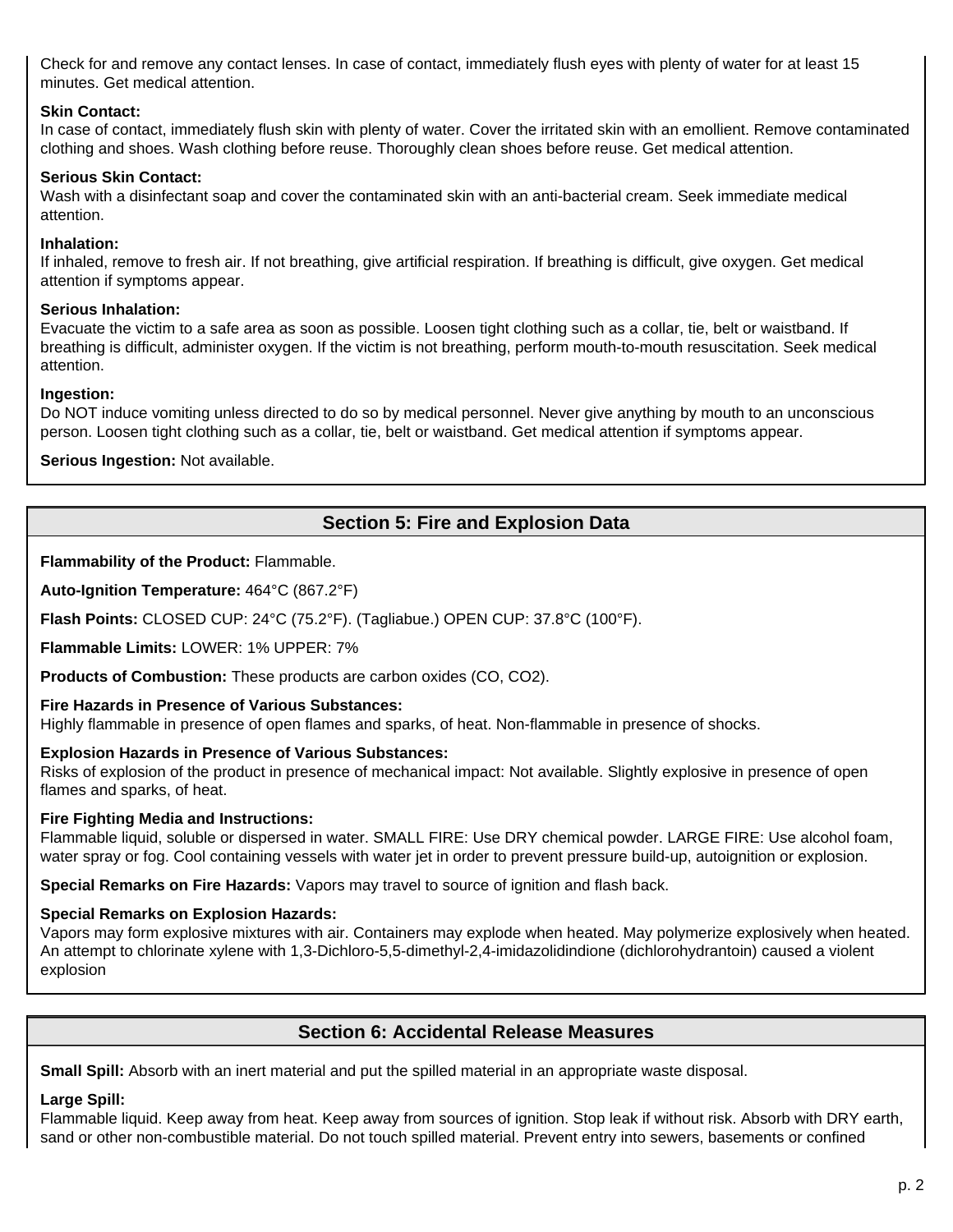Check for and remove any contact lenses. In case of contact, immediately flush eyes with plenty of water for at least 15 minutes. Get medical attention.

**Skin Contact:**
In case of contact, immediately flush skin with plenty of water. Cover the irritated skin with an emollient. Remove contaminated clothing and shoes. Wash clothing before reuse. Thoroughly clean shoes before reuse. Get medical attention.

**Serious Skin Contact:**
Wash with a disinfectant soap and cover the contaminated skin with an anti-bacterial cream. Seek immediate medical attention.

**Inhalation:**
If inhaled, remove to fresh air. If not breathing, give artificial respiration. If breathing is difficult, give oxygen. Get medical attention if symptoms appear.

**Serious Inhalation:**
Evacuate the victim to a safe area as soon as possible. Loosen tight clothing such as a collar, tie, belt or waistband. If breathing is difficult, administer oxygen. If the victim is not breathing, perform mouth-to-mouth resuscitation. Seek medical attention.

**Ingestion:**
Do NOT induce vomiting unless directed to do so by medical personnel. Never give anything by mouth to an unconscious person. Loosen tight clothing such as a collar, tie, belt or waistband. Get medical attention if symptoms appear.

**Serious Ingestion:** Not available.

## Section 5: Fire and Explosion Data

**Flammability of the Product:** Flammable.

**Auto-Ignition Temperature:** 464°C (867.2°F)

**Flash Points:** CLOSED CUP: 24°C (75.2°F). (Tagliabue.) OPEN CUP: 37.8°C (100°F).

**Flammable Limits:** LOWER: 1% UPPER: 7%

**Products of Combustion:** These products are carbon oxides (CO, $CO_2$).

**Fire Hazards in Presence of Various Substances:**
Highly flammable in presence of open flames and sparks, of heat. Non-flammable in presence of shocks.

**Explosion Hazards in Presence of Various Substances:**
Risks of explosion of the product in presence of mechanical impact: Not available. Slightly explosive in presence of open flames and sparks, of heat.

**Fire Fighting Media and Instructions:**
Flammable liquid, soluble or dispersed in water. SMALL FIRE: Use DRY chemical powder. LARGE FIRE: Use alcohol foam, water spray or fog. Cool containing vessels with water jet in order to prevent pressure build-up, autoignition or explosion.

**Special Remarks on Fire Hazards:** Vapors may travel to source of ignition and flash back.

**Special Remarks on Explosion Hazards:**
Vapors may form explosive mixtures with air. Containers may explode when heated. May polymerize explosively when heated. An attempt to chlorinate xylene with 1,3-Dichloro-5,5-dimethyl-2,4-imidazolidindione (dichlorohydrantoin) caused a violent explosion

## Section 6: Accidental Release Measures

**Small Spill:** Absorb with an inert material and put the spilled material in an appropriate waste disposal.

**Large Spill:**
Flammable liquid. Keep away from heat. Keep away from sources of ignition. Stop leak if without risk. Absorb with DRY earth, sand or other non-combustible material. Do not touch spilled material. Prevent entry into sewers, basements or confined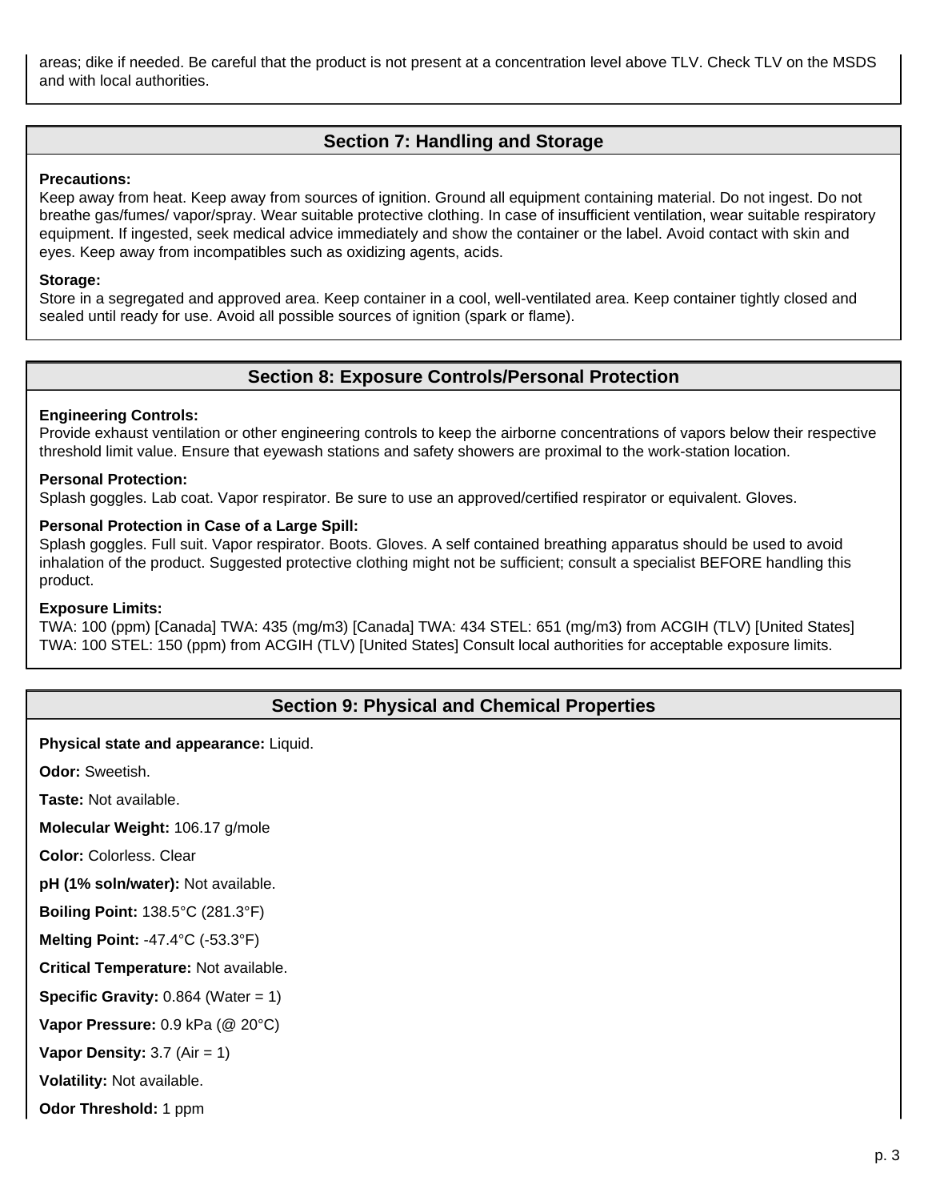areas; dike if needed. Be careful that the product is not present at a concentration level above TLV. Check TLV on the MSDS and with local authorities.

## Section 7: Handling and Storage

**Precautions:**
Keep away from heat. Keep away from sources of ignition. Ground all equipment containing material. Do not ingest. Do not breathe gas/fumes/ vapor/spray. Wear suitable protective clothing. In case of insufficient ventilation, wear suitable respiratory equipment. If ingested, seek medical advice immediately and show the container or the label. Avoid contact with skin and eyes. Keep away from incompatibles such as oxidizing agents, acids.

**Storage:**
Store in a segregated and approved area. Keep container in a cool, well-ventilated area. Keep container tightly closed and sealed until ready for use. Avoid all possible sources of ignition (spark or flame).

## Section 8: Exposure Controls/Personal Protection

**Engineering Controls:**
Provide exhaust ventilation or other engineering controls to keep the airborne concentrations of vapors below their respective threshold limit value. Ensure that eyewash stations and safety showers are proximal to the work-station location.

**Personal Protection:**
Splash goggles. Lab coat. Vapor respirator. Be sure to use an approved/certified respirator or equivalent. Gloves.

**Personal Protection in Case of a Large Spill:**
Splash goggles. Full suit. Vapor respirator. Boots. Gloves. A self contained breathing apparatus should be used to avoid inhalation of the product. Suggested protective clothing might not be sufficient; consult a specialist BEFORE handling this product.

**Exposure Limits:**
TWA: 100 (ppm) [Canada] TWA: 435 (mg/m3) [Canada] TWA: 434 STEL: 651 (mg/m3) from ACGIH (TLV) [United States] TWA: 100 STEL: 150 (ppm) from ACGIH (TLV) [United States] Consult local authorities for acceptable exposure limits.

## Section 9: Physical and Chemical Properties

**Physical state and appearance:** Liquid.

**Odor:** Sweetish.

**Taste:** Not available.

**Molecular Weight:** 106.17 g/mole

**Color:** Colorless. Clear

**pH (1% soln/water):** Not available.

**Boiling Point:** 138.5°C (281.3°F)

**Melting Point:** -47.4°C (-53.3°F)

**Critical Temperature:** Not available.

**Specific Gravity:** 0.864 (Water = 1)

**Vapor Pressure:** 0.9 kPa (@ 20°C)

**Vapor Density:** 3.7 (Air = 1)

**Volatility:** Not available.

**Odor Threshold:** 1 ppm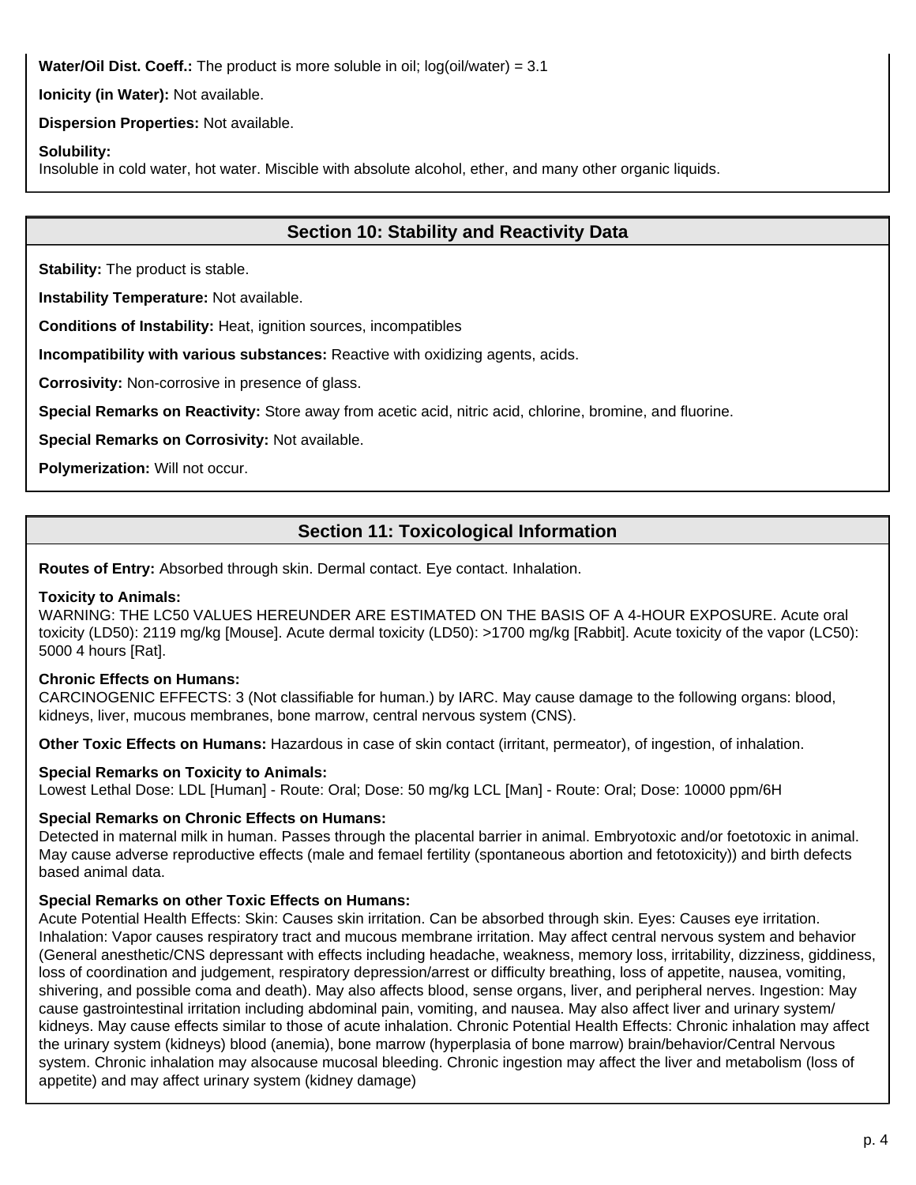**Water/Oil Dist. Coeff.:** The product is more soluble in oil; log(oil/water) = 3.1

**Ionicity (in Water):** Not available.

**Dispersion Properties:** Not available.

**Solubility:**
Insoluble in cold water, hot water. Miscible with absolute alcohol, ether, and many other organic liquids.

## Section 10: Stability and Reactivity Data

**Stability:** The product is stable.

**Instability Temperature:** Not available.

**Conditions of Instability:** Heat, ignition sources, incompatibles

**Incompatibility with various substances:** Reactive with oxidizing agents, acids.

**Corrosivity:** Non-corrosive in presence of glass.

**Special Remarks on Reactivity:** Store away from acetic acid, nitric acid, chlorine, bromine, and fluorine.

**Special Remarks on Corrosivity:** Not available.

**Polymerization:** Will not occur.

## Section 11: Toxicological Information

**Routes of Entry:** Absorbed through skin. Dermal contact. Eye contact. Inhalation.

**Toxicity to Animals:**
WARNING: THE LC50 VALUES HEREUNDER ARE ESTIMATED ON THE BASIS OF A 4-HOUR EXPOSURE. Acute oral toxicity (LD50): 2119 mg/kg [Mouse]. Acute dermal toxicity (LD50): >1700 mg/kg [Rabbit]. Acute toxicity of the vapor (LC50): 5000 4 hours [Rat].

**Chronic Effects on Humans:**
CARCINOGENIC EFFECTS: 3 (Not classifiable for human.) by IARC. May cause damage to the following organs: blood, kidneys, liver, mucous membranes, bone marrow, central nervous system (CNS).

**Other Toxic Effects on Humans:** Hazardous in case of skin contact (irritant, permeator), of ingestion, of inhalation.

**Special Remarks on Toxicity to Animals:**
Lowest Lethal Dose: LDL [Human] - Route: Oral; Dose: 50 mg/kg LCL [Man] - Route: Oral; Dose: 10000 ppm/6H

**Special Remarks on Chronic Effects on Humans:**
Detected in maternal milk in human. Passes through the placental barrier in animal. Embryotoxic and/or foetotoxic in animal. May cause adverse reproductive effects (male and femael fertility (spontaneous abortion and fetotoxicity)) and birth defects based animal data.

**Special Remarks on other Toxic Effects on Humans:**
Acute Potential Health Effects: Skin: Causes skin irritation. Can be absorbed through skin. Eyes: Causes eye irritation. Inhalation: Vapor causes respiratory tract and mucous membrane irritation. May affect central nervous system and behavior (General anesthetic/CNS depressant with effects including headache, weakness, memory loss, irritability, dizziness, giddiness, loss of coordination and judgement, respiratory depression/arrest or difficulty breathing, loss of appetite, nausea, vomiting, shivering, and possible coma and death). May also affects blood, sense organs, liver, and peripheral nerves. Ingestion: May cause gastrointestinal irritation including abdominal pain, vomiting, and nausea. May also affect liver and urinary system/ kidneys. May cause effects similar to those of acute inhalation. Chronic Potential Health Effects: Chronic inhalation may affect the urinary system (kidneys) blood (anemia), bone marrow (hyperplasia of bone marrow) brain/behavior/Central Nervous system. Chronic inhalation may alsocause mucosal bleeding. Chronic ingestion may affect the liver and metabolism (loss of appetite) and may affect urinary system (kidney damage)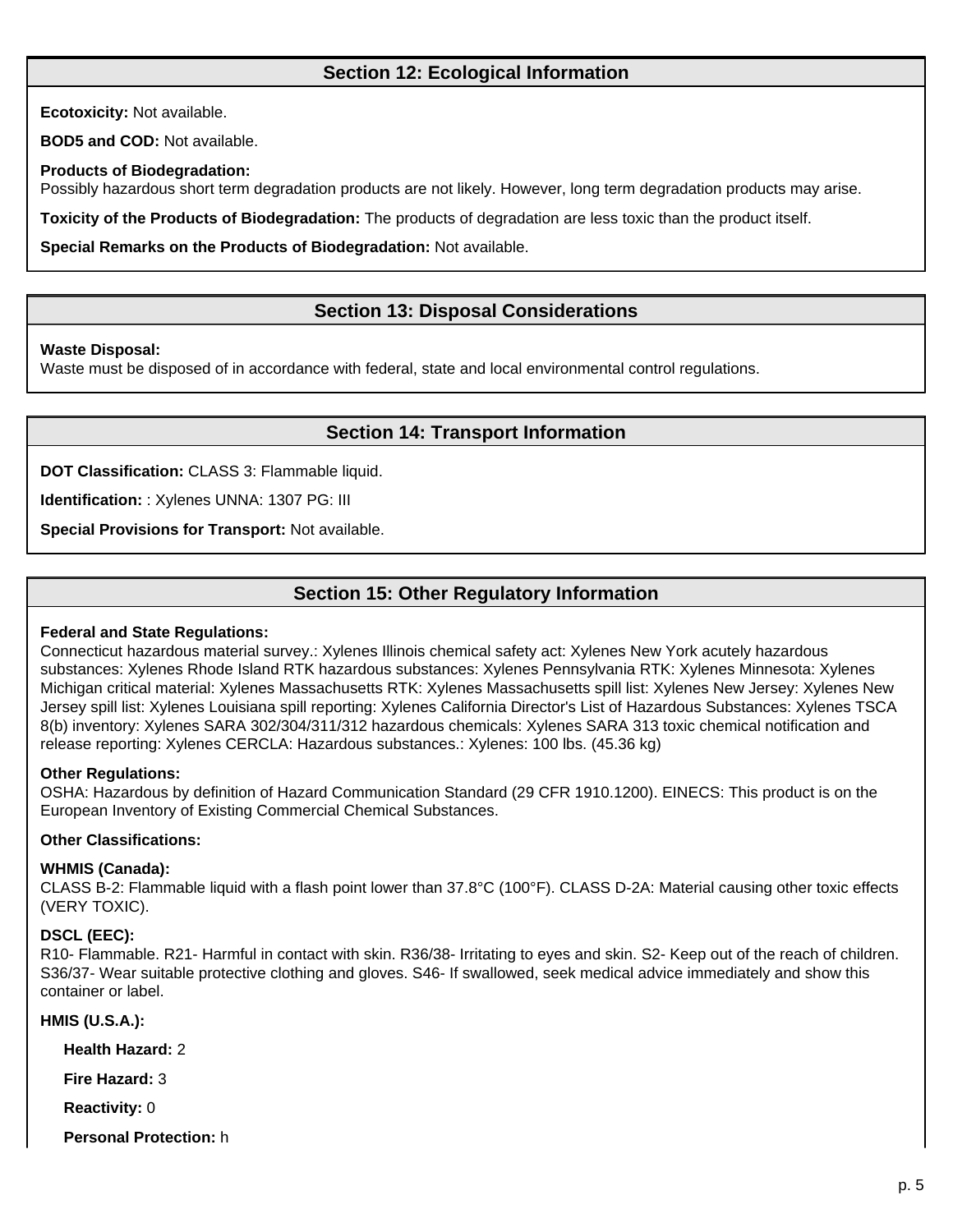## Section 12: Ecological Information

**Ecotoxicity:** Not available.

**BOD5 and COD:** Not available.

**Products of Biodegradation:**
Possibly hazardous short term degradation products are not likely. However, long term degradation products may arise.

**Toxicity of the Products of Biodegradation:** The products of degradation are less toxic than the product itself.

**Special Remarks on the Products of Biodegradation:** Not available.

## Section 13: Disposal Considerations

**Waste Disposal:**
Waste must be disposed of in accordance with federal, state and local environmental control regulations.

## Section 14: Transport Information

**DOT Classification:** CLASS 3: Flammable liquid.

**Identification:** : Xylenes UNNA: 1307 PG: III

**Special Provisions for Transport:** Not available.

## Section 15: Other Regulatory Information

**Federal and State Regulations:**
Connecticut hazardous material survey.: Xylenes Illinois chemical safety act: Xylenes New York acutely hazardous substances: Xylenes Rhode Island RTK hazardous substances: Xylenes Pennsylvania RTK: Xylenes Minnesota: Xylenes Michigan critical material: Xylenes Massachusetts RTK: Xylenes Massachusetts spill list: Xylenes New Jersey: Xylenes New Jersey spill list: Xylenes Louisiana spill reporting: Xylenes California Director's List of Hazardous Substances: Xylenes TSCA 8(b) inventory: Xylenes SARA 302/304/311/312 hazardous chemicals: Xylenes SARA 313 toxic chemical notification and release reporting: Xylenes CERCLA: Hazardous substances.: Xylenes: 100 lbs. (45.36 kg)

**Other Regulations:**
OSHA: Hazardous by definition of Hazard Communication Standard (29 CFR 1910.1200). EINECS: This product is on the European Inventory of Existing Commercial Chemical Substances.

**Other Classifications:**

**WHMIS (Canada):**
CLASS B-2: Flammable liquid with a flash point lower than 37.8°C (100°F). CLASS D-2A: Material causing other toxic effects (VERY TOXIC).

**DSCL (EEC):**
R10- Flammable. R21- Harmful in contact with skin. R36/38- Irritating to eyes and skin. S2- Keep out of the reach of children. S36/37- Wear suitable protective clothing and gloves. S46- If swallowed, seek medical advice immediately and show this container or label.

**HMIS (U.S.A.):**

**Health Hazard:** 2

**Fire Hazard:** 3

**Reactivity:** 0

**Personal Protection:** h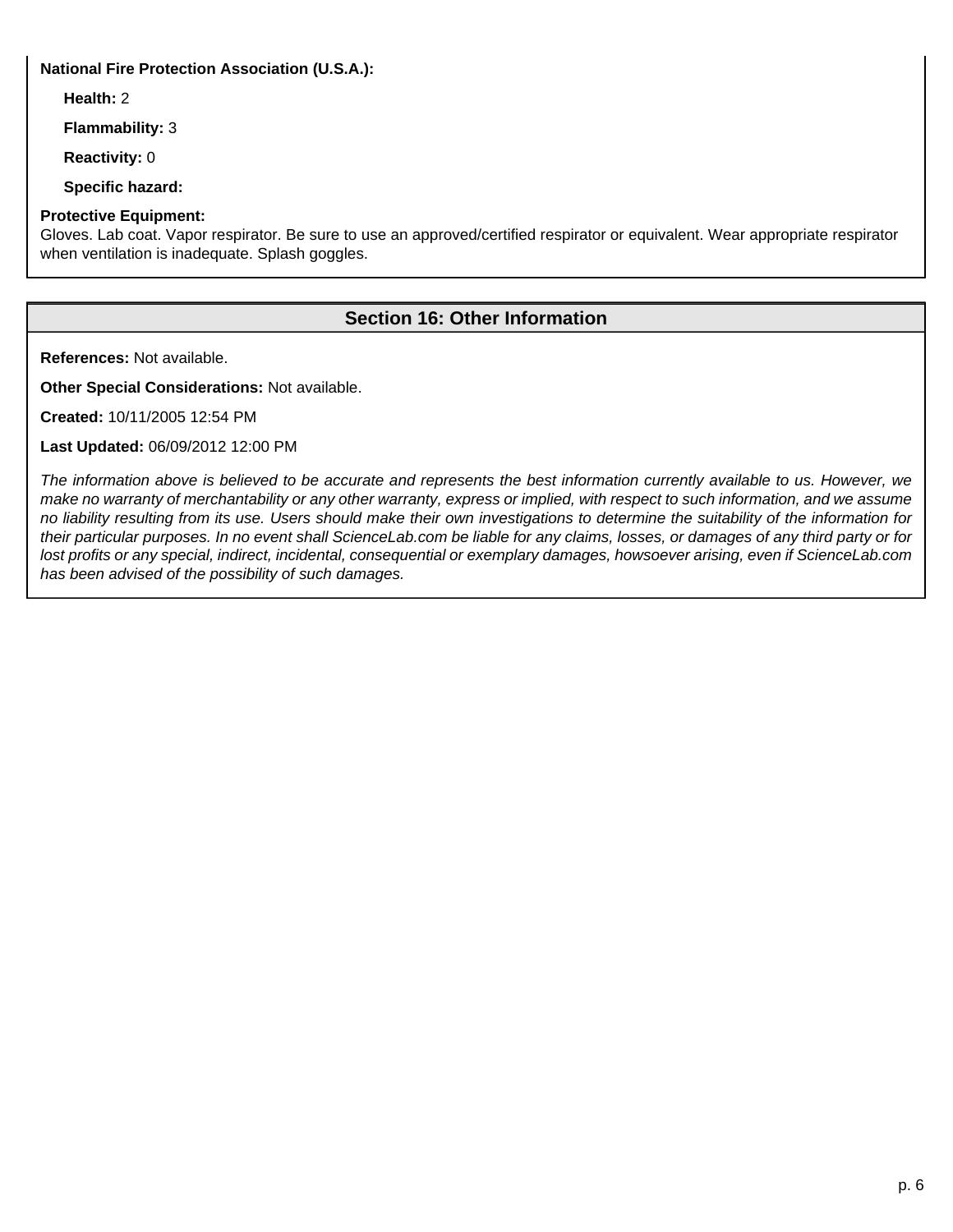**National Fire Protection Association (U.S.A.):**

**Health:** 2

**Flammability:** 3

**Reactivity:** 0

**Specific hazard:**

**Protective Equipment:**
Gloves. Lab coat. Vapor respirator. Be sure to use an approved/certified respirator or equivalent. Wear appropriate respirator when ventilation is inadequate. Splash goggles.

## Section 16: Other Information

**References:** Not available.

**Other Special Considerations:** Not available.

**Created:** 10/11/2005 12:54 PM

**Last Updated:** 06/09/2012 12:00 PM

*The information above is believed to be accurate and represents the best information currently available to us. However, we make no warranty of merchantability or any other warranty, express or implied, with respect to such information, and we assume no liability resulting from its use. Users should make their own investigations to determine the suitability of the information for their particular purposes. In no event shall ScienceLab.com be liable for any claims, losses, or damages of any third party or for lost profits or any special, indirect, incidental, consequential or exemplary damages, howsoever arising, even if ScienceLab.com has been advised of the possibility of such damages.*